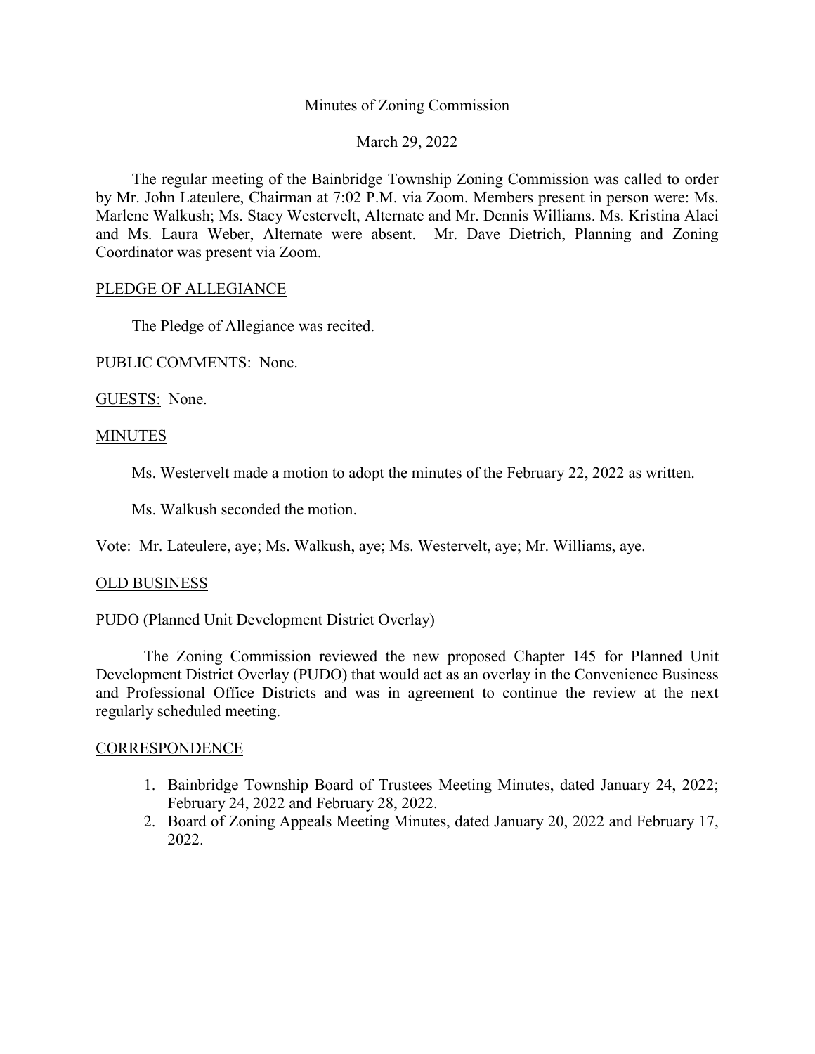Minutes of Zoning Commission

March 29, 2022

The regular meeting of the Bainbridge Township Zoning Commission was called to order by Mr. John Lateulere, Chairman at 7:02 P.M. via Zoom. Members present in person were: Ms. Marlene Walkush; Ms. Stacy Westervelt, Alternate and Mr. Dennis Williams. Ms. Kristina Alaei and Ms. Laura Weber, Alternate were absent. Mr. Dave Dietrich, Planning and Zoning Coordinator was present via Zoom.

PLEDGE OF ALLEGIANCE

The Pledge of Allegiance was recited.

PUBLIC COMMENTS: None.

GUESTS: None.

MINUTES

Ms. Westervelt made a motion to adopt the minutes of the February 22, 2022 as written.

Ms. Walkush seconded the motion.

Vote: Mr. Lateulere, aye; Ms. Walkush, aye; Ms. Westervelt, aye; Mr. Williams, aye.

OLD BUSINESS

PUDO (Planned Unit Development District Overlay)

The Zoning Commission reviewed the new proposed Chapter 145 for Planned Unit Development District Overlay (PUDO) that would act as an overlay in the Convenience Business and Professional Office Districts and was in agreement to continue the review at the next regularly scheduled meeting.

CORRESPONDENCE

1. Bainbridge Township Board of Trustees Meeting Minutes, dated January 24, 2022; February 24, 2022 and February 28, 2022.
2. Board of Zoning Appeals Meeting Minutes, dated January 20, 2022 and February 17, 2022.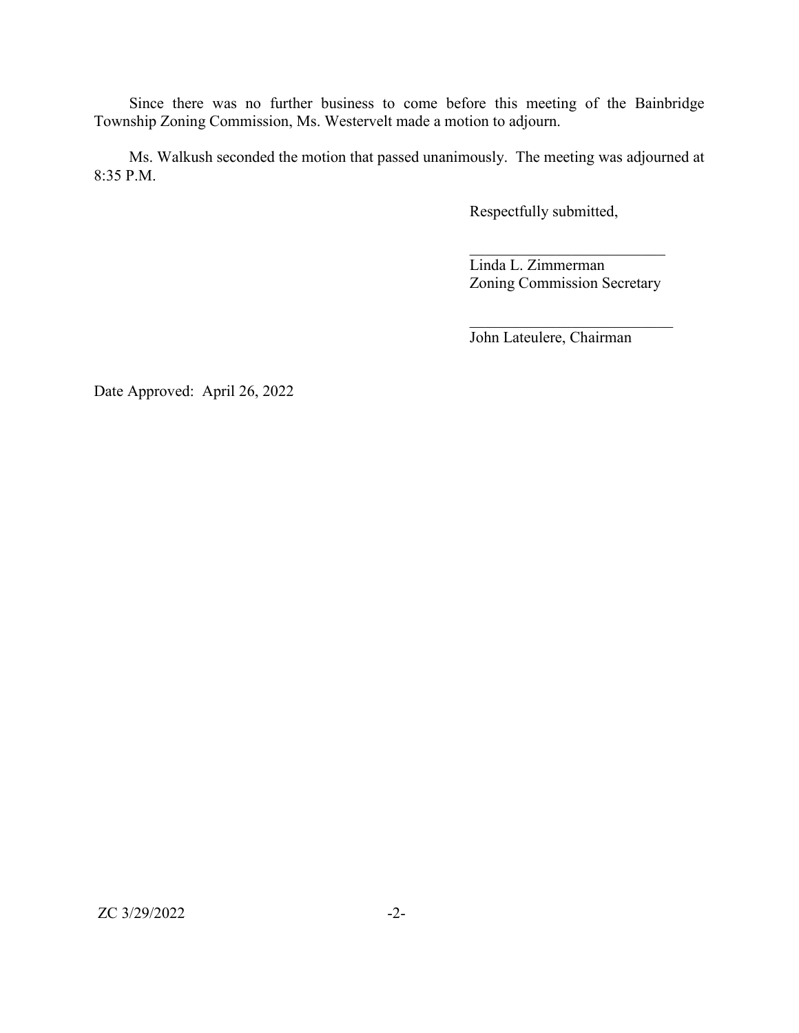Since there was no further business to come before this meeting of the Bainbridge Township Zoning Commission, Ms. Westervelt made a motion to adjourn.

Ms. Walkush seconded the motion that passed unanimously. The meeting was adjourned at 8:35 P.M.

Respectfully submitted,

_________________________
Linda L. Zimmerman
Zoning Commission Secretary

__________________________
John Lateulere, Chairman

Date Approved: April 26, 2022